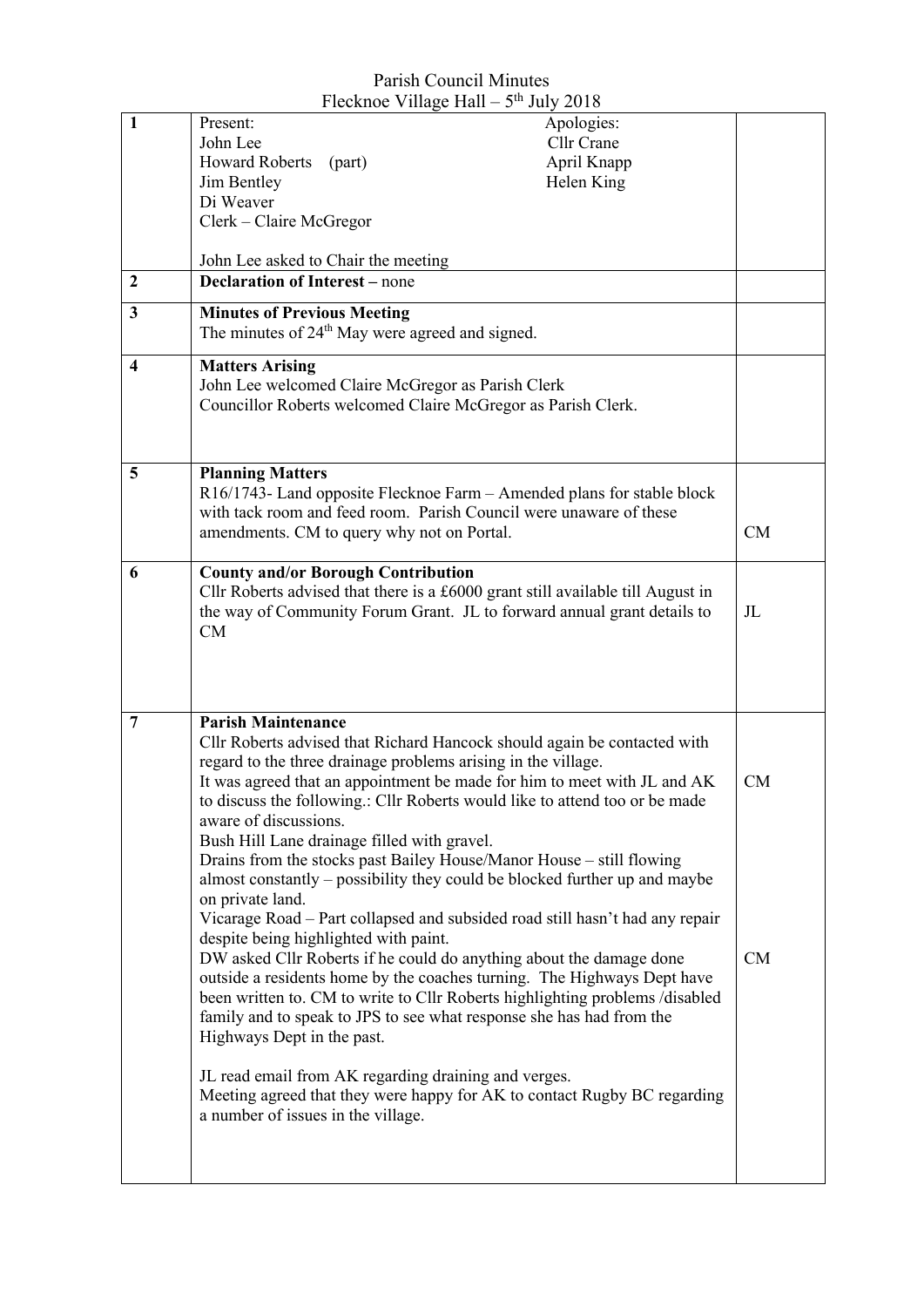Parish Council Minutes
Flecknoe Village Hall – 5th July 2018

| | | |
|---|---|---|
| 1 | Present: John Lee, Howard Roberts (part), Jim Bentley, Di Weaver, Clerk – Claire McGregor<br><br>Apologies: Cllr Crane, April Knapp, Helen King<br><br>John Lee asked to Chair the meeting | |
| 2 | **Declaration of Interest –** none | |
| 3 | **Minutes of Previous Meeting**<br>The minutes of 24th May were agreed and signed. | |
| 4 | **Matters Arising**<br>John Lee welcomed Claire McGregor as Parish Clerk<br>Councillor Roberts welcomed Claire McGregor as Parish Clerk. | |
| 5 | **Planning Matters**<br>R16/1743- Land opposite Flecknoe Farm – Amended plans for stable block with tack room and feed room. Parish Council were unaware of these amendments. CM to query why not on Portal. | CM |
| 6 | **County and/or Borough Contribution**<br>Cllr Roberts advised that there is a £6000 grant still available till August in the way of Community Forum Grant. JL to forward annual grant details to CM | JL |
| 7 | **Parish Maintenance**<br>Cllr Roberts advised that Richard Hancock should again be contacted with regard to the three drainage problems arising in the village.<br>It was agreed that an appointment be made for him to meet with JL and AK to discuss the following.: Cllr Roberts would like to attend too or be made aware of discussions.<br>Bush Hill Lane drainage filled with gravel.<br>Drains from the stocks past Bailey House/Manor House – still flowing almost constantly – possibility they could be blocked further up and maybe on private land.<br>Vicarage Road – Part collapsed and subsided road still hasn't had any repair despite being highlighted with paint.<br>DW asked Cllr Roberts if he could do anything about the damage done outside a residents home by the coaches turning. The Highways Dept have been written to. CM to write to Cllr Roberts highlighting problems /disabled family and to speak to JPS to see what response she has had from the Highways Dept in the past.<br><br>JL read email from AK regarding draining and verges.<br>Meeting agreed that they were happy for AK to contact Rugby BC regarding a number of issues in the village. | CM<br><br>CM |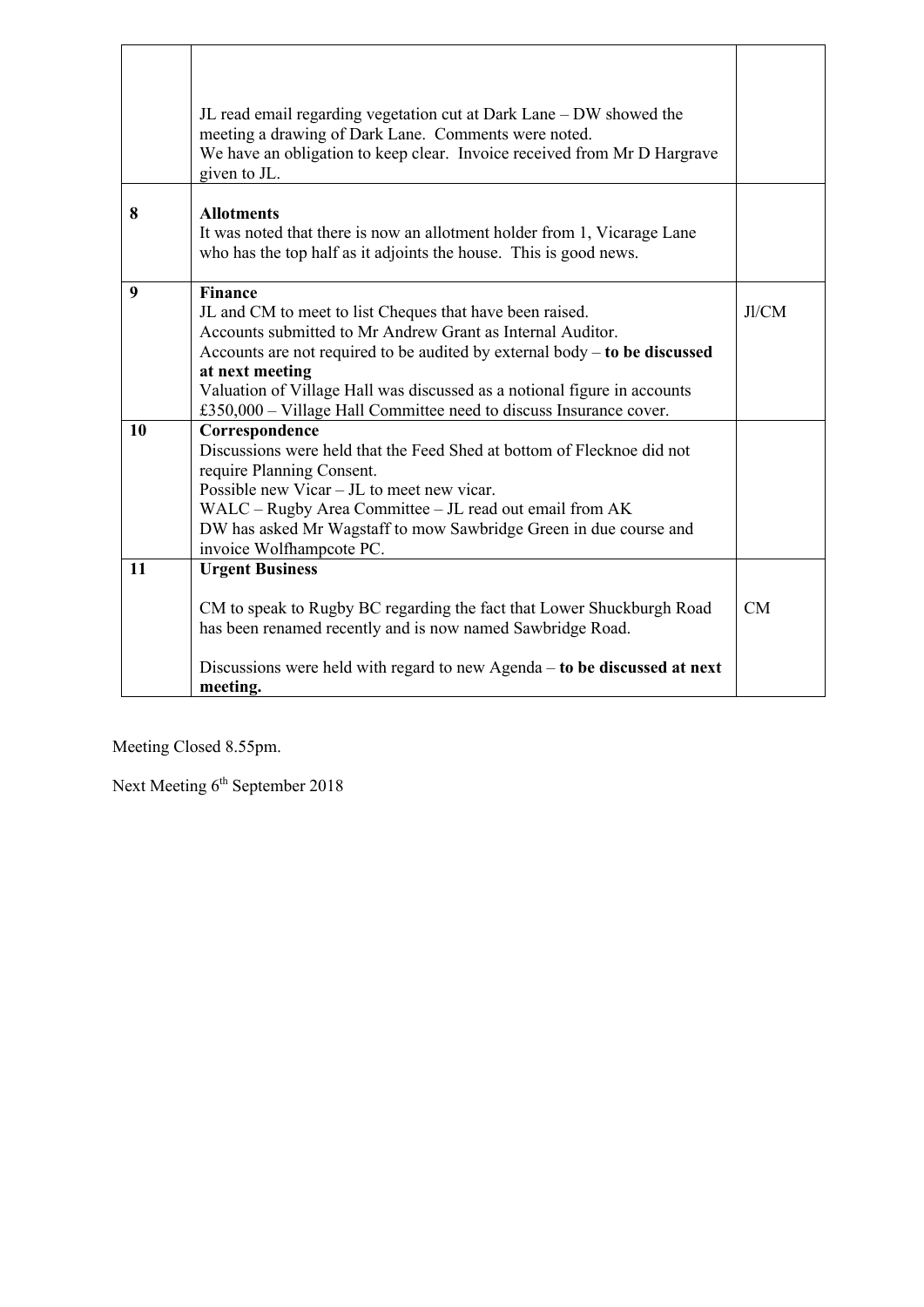| | | |
|---|---|---|
| | JL read email regarding vegetation cut at Dark Lane – DW showed the meeting a drawing of Dark Lane. Comments were noted.<br>We have an obligation to keep clear. Invoice received from Mr D Hargrave given to JL. | |
| **8** | **Allotments**<br>It was noted that there is now an allotment holder from 1, Vicarage Lane who has the top half as it adjoints the house. This is good news. | |
| **9** | **Finance**<br>JL and CM to meet to list Cheques that have been raised.<br>Accounts submitted to Mr Andrew Grant as Internal Auditor.<br>Accounts are not required to be audited by external body – **to be discussed at next meeting**<br>Valuation of Village Hall was discussed as a notional figure in accounts £350,000 – Village Hall Committee need to discuss Insurance cover. | Jl/CM |
| **10** | **Correspondence**<br>Discussions were held that the Feed Shed at bottom of Flecknoe did not require Planning Consent.<br>Possible new Vicar – JL to meet new vicar.<br>WALC – Rugby Area Committee – JL read out email from AK<br>DW has asked Mr Wagstaff to mow Sawbridge Green in due course and invoice Wolfhampcote PC. | |
| **11** | **Urgent Business**<br><br>CM to speak to Rugby BC regarding the fact that Lower Shuckburgh Road has been renamed recently and is now named Sawbridge Road.<br><br>Discussions were held with regard to new Agenda – **to be discussed at next meeting.** | CM |

Meeting Closed 8.55pm.

Next Meeting 6th September 2018